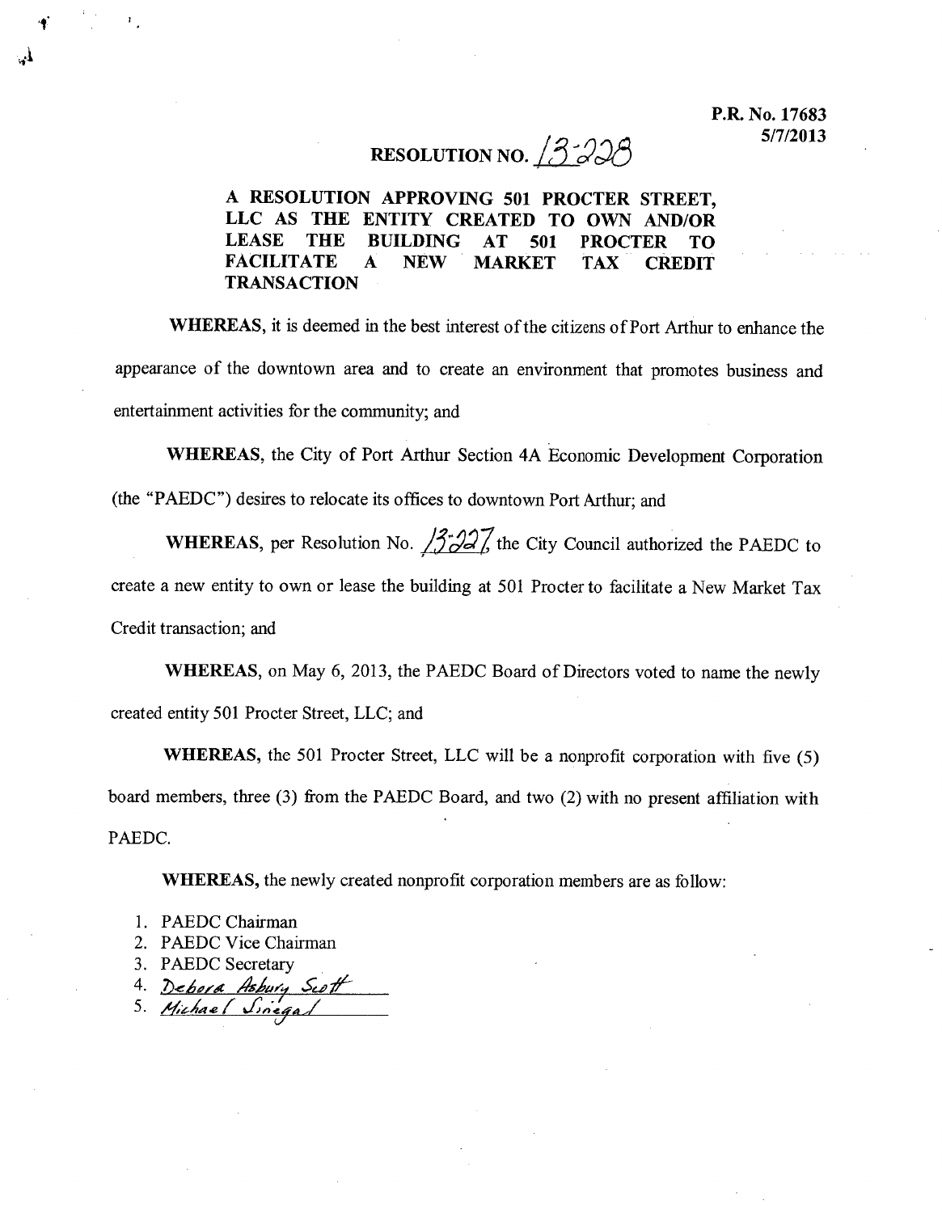P.R. No. 17683
5/7/2013

# RESOLUTION NO. 13-228

**A RESOLUTION APPROVING 501 PROCTER STREET, LLC AS THE ENTITY CREATED TO OWN AND/OR LEASE THE BUILDING AT 501 PROCTER TO FACILITATE A NEW MARKET TAX CREDIT TRANSACTION**

**WHEREAS,** it is deemed in the best interest of the citizens of Port Arthur to enhance the appearance of the downtown area and to create an environment that promotes business and entertainment activities for the community; and

**WHEREAS,** the City of Port Arthur Section 4A Economic Development Corporation (the "PAEDC") desires to relocate its offices to downtown Port Arthur; and

**WHEREAS,** per Resolution No. 13-227, the City Council authorized the PAEDC to create a new entity to own or lease the building at 501 Procter to facilitate a New Market Tax Credit transaction; and

**WHEREAS,** on May 6, 2013, the PAEDC Board of Directors voted to name the newly created entity 501 Procter Street, LLC; and

**WHEREAS,** the 501 Procter Street, LLC will be a nonprofit corporation with five (5) board members, three (3) from the PAEDC Board, and two (2) with no present affiliation with PAEDC.

**WHEREAS,** the newly created nonprofit corporation members are as follow:

1. PAEDC Chairman
2. PAEDC Vice Chairman
3. PAEDC Secretary
4. Debora Asbury Scott
5. Michael Sinegal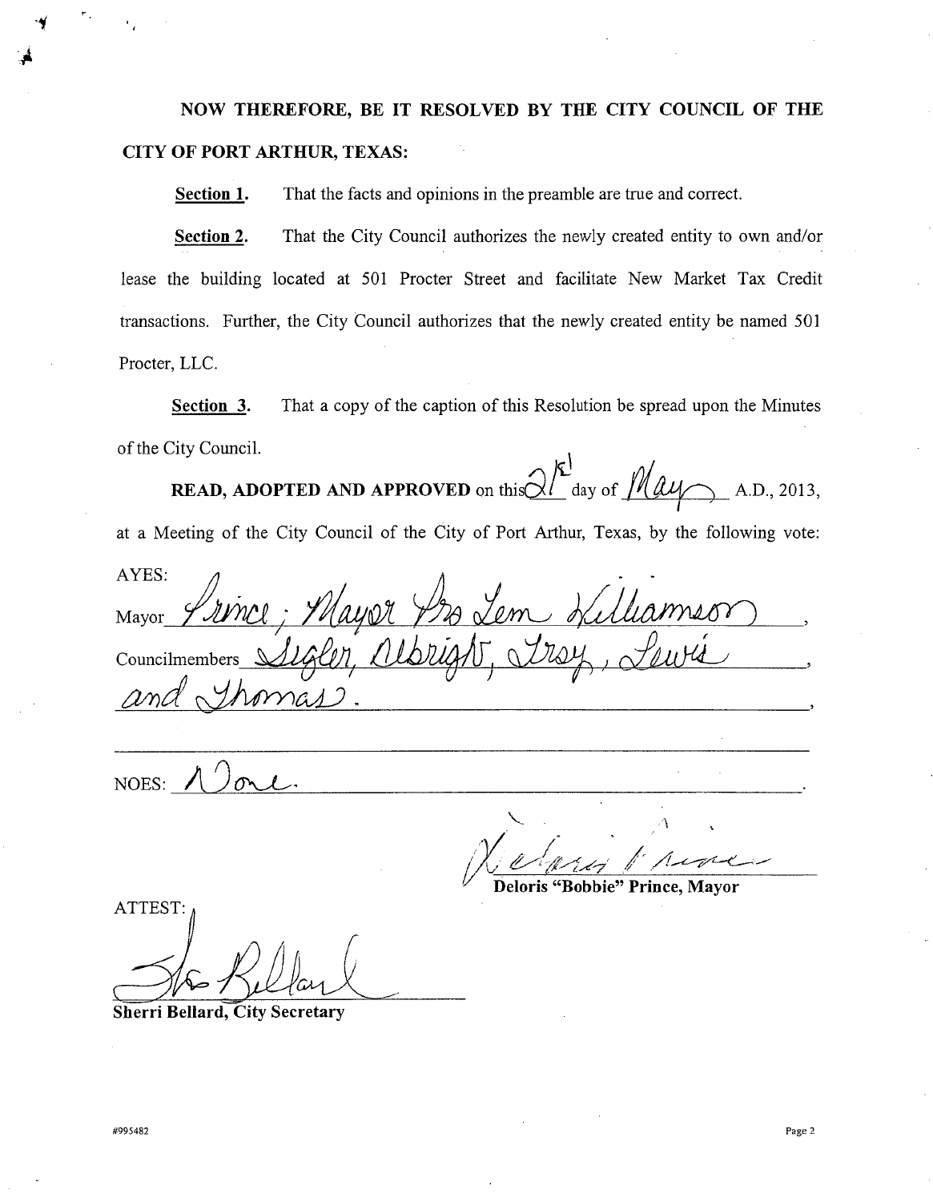**NOW THEREFORE, BE IT RESOLVED BY THE CITY COUNCIL OF THE CITY OF PORT ARTHUR, TEXAS:**

**Section 1.** That the facts and opinions in the preamble are true and correct.

**Section 2.** That the City Council authorizes the newly created entity to own and/or lease the building located at 501 Procter Street and facilitate New Market Tax Credit transactions. Further, the City Council authorizes that the newly created entity be named 501 Procter, LLC.

**Section 3.** That a copy of the caption of this Resolution be spread upon the Minutes of the City Council.

**READ, ADOPTED AND APPROVED** on this 21st day of May A.D., 2013, at a Meeting of the City Council of the City of Port Arthur, Texas, by the following vote:

AYES:

Mayor Prince; Mayor Pro Tem Williamson,

Councilmembers Segler, Albright, Troy, Lewis,

and Thomas.

NOES: None.

Deloris "Bobbie" Prince, Mayor

ATTEST:

Sherri Bellard, City Secretary

#995482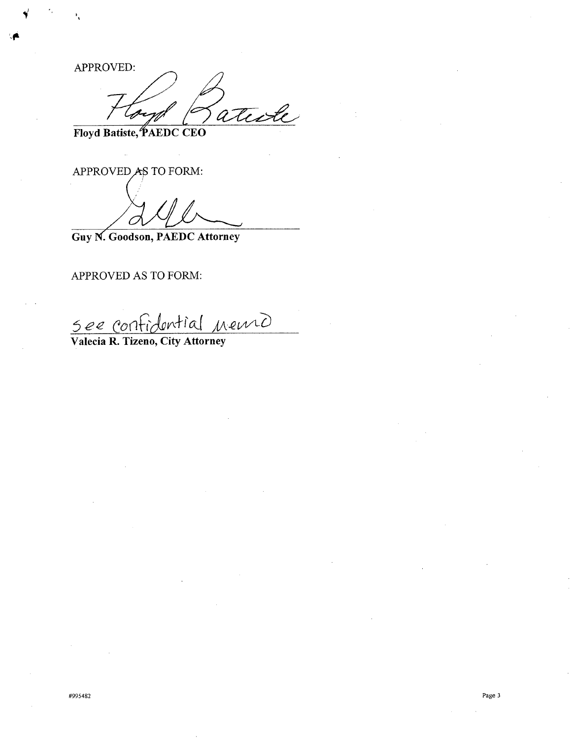APPROVED:

Floyd Batiste, PAEDC CEO

APPROVED AS TO FORM:

Guy N. Goodson, PAEDC Attorney

APPROVED AS TO FORM:

see confidential memo

Valecia R. Tizeno, City Attorney

#995482